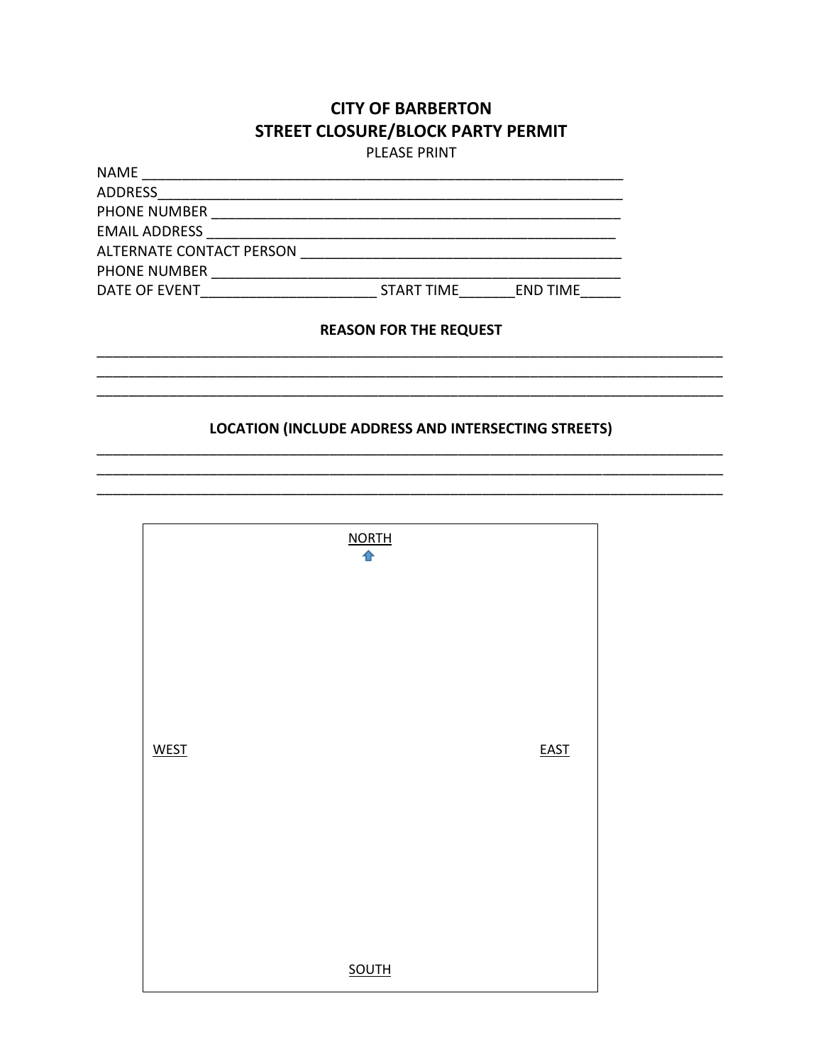# CITY OF BARBERTON
## STREET CLOSURE/BLOCK PARTY PERMIT

PLEASE PRINT

NAME ______________________________________________________________

ADDRESS____________________________________________________________

PHONE NUMBER ______________________________________________________

EMAIL ADDRESS _____________________________________________________

ALTERNATE CONTACT PERSON __________________________________________

PHONE NUMBER ______________________________________________________

DATE OF EVENT______________________ START TIME_______END TIME_____

**REASON FOR THE REQUEST**

______________________________________________________________________________

______________________________________________________________________________

______________________________________________________________________________

**LOCATION (INCLUDE ADDRESS AND INTERSECTING STREETS)**

______________________________________________________________________________

______________________________________________________________________________

______________________________________________________________________________

NORTH

WEST

EAST

SOUTH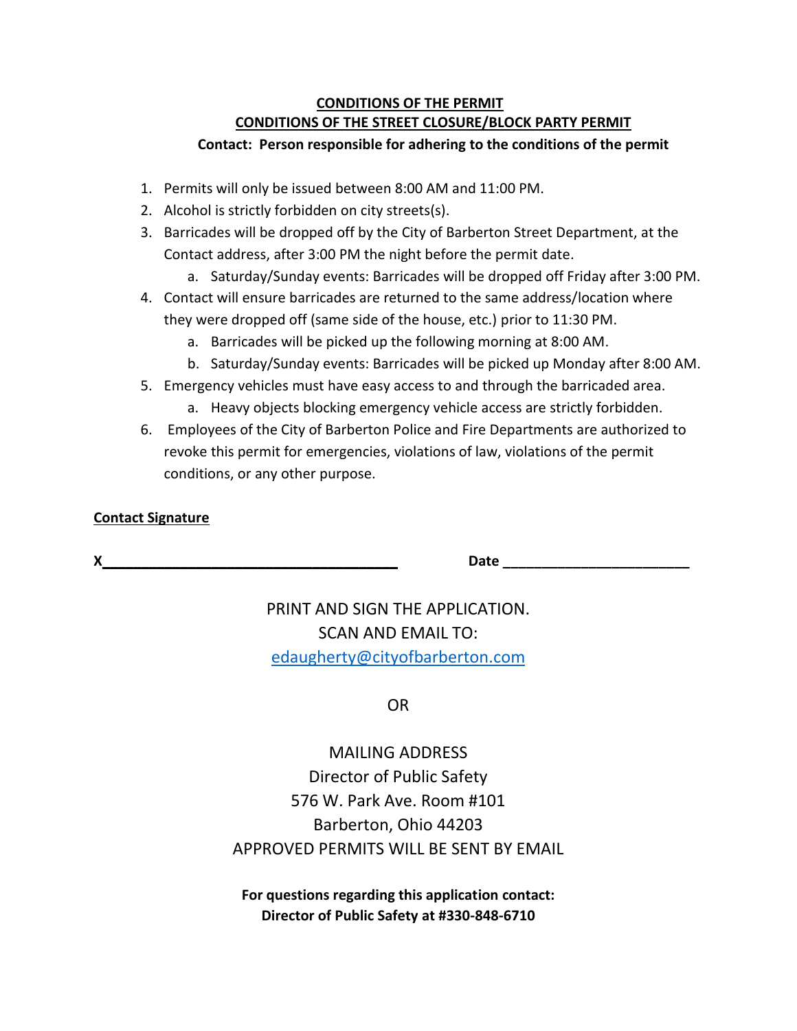**CONDITIONS OF THE PERMIT**

**CONDITIONS OF THE STREET CLOSURE/BLOCK PARTY PERMIT**

**Contact: Person responsible for adhering to the conditions of the permit**

1. Permits will only be issued between 8:00 AM and 11:00 PM.
2. Alcohol is strictly forbidden on city streets(s).
3. Barricades will be dropped off by the City of Barberton Street Department, at the Contact address, after 3:00 PM the night before the permit date.
   a. Saturday/Sunday events: Barricades will be dropped off Friday after 3:00 PM.
4. Contact will ensure barricades are returned to the same address/location where they were dropped off (same side of the house, etc.) prior to 11:30 PM.
   a. Barricades will be picked up the following morning at 8:00 AM.
   b. Saturday/Sunday events: Barricades will be picked up Monday after 8:00 AM.
5. Emergency vehicles must have easy access to and through the barricaded area.
   a. Heavy objects blocking emergency vehicle access are strictly forbidden.
6. Employees of the City of Barberton Police and Fire Departments are authorized to revoke this permit for emergencies, violations of law, violations of the permit conditions, or any other purpose.

**Contact Signature**

**X**______________________________________ **Date** ________________________

PRINT AND SIGN THE APPLICATION.
SCAN AND EMAIL TO:
edaugherty@cityofbarberton.com

OR

MAILING ADDRESS
Director of Public Safety
576 W. Park Ave. Room #101
Barberton, Ohio 44203
APPROVED PERMITS WILL BE SENT BY EMAIL

**For questions regarding this application contact:**
**Director of Public Safety at #330-848-6710**